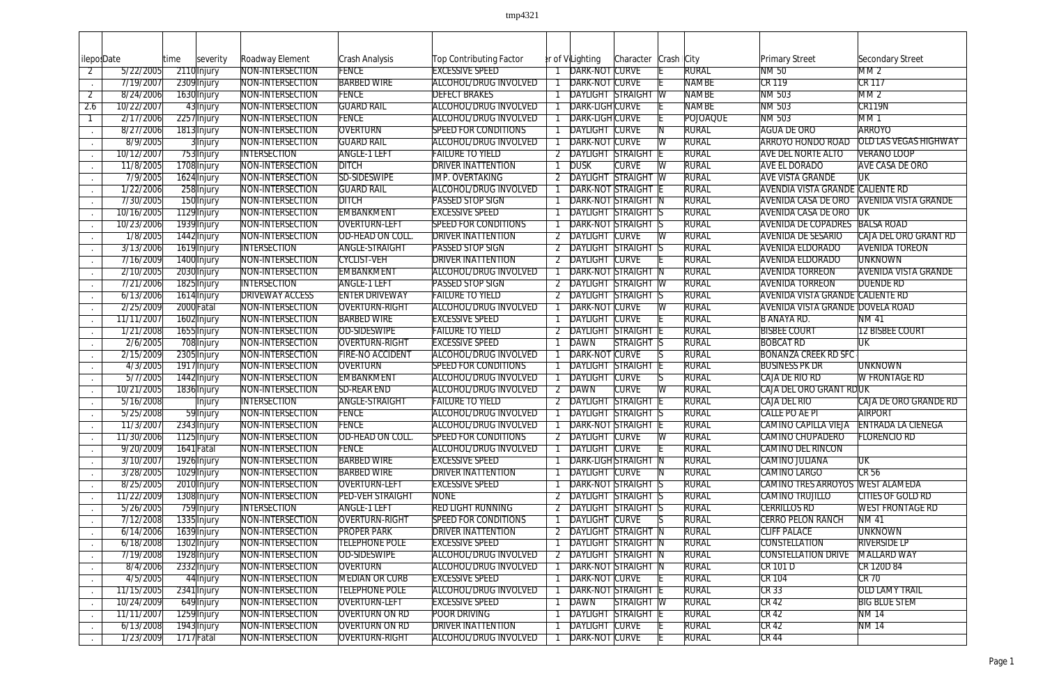| ilepo: | Date | time | severity | Roadway Element | Crash Analysis | Top Contributing Factor | er of V | Lighting | Character | Crash | City | Primary Street | Secondary Street |
|---|---|---|---|---|---|---|---|---|---|---|---|---|---|
| 2 | 5/22/2005 | 2110 | Injury | NON-INTERSECTION | FENCE | EXCESSIVE SPEED | 1 | DARK-NOT | CURVE | E | RURAL | NM 50 | MM 2 |
| . | 7/19/2007 | 2309 | Injury | NON-INTERSECTION | BARBED WIRE | ALCOHOL/DRUG INVOLVED | 1 | DARK-NOT | CURVE | E | NAMBE | CR 119 | CR 117 |
| 2 | 8/24/2006 | 1630 | Injury | NON-INTERSECTION | FENCE | DEFECT BRAKES | 1 | DAYLIGHT | STRAIGHT | W | NAMBE | NM 503 | MM 2 |
| 2.6 | 10/22/2007 | 43 | Injury | NON-INTERSECTION | GUARD RAIL | ALCOHOL/DRUG INVOLVED | 1 | DARK-LIGH | CURVE | E | NAMBE | NM 503 | CR119N |
| 1 | 2/17/2006 | 2257 | Injury | NON-INTERSECTION | FENCE | ALCOHOL/DRUG INVOLVED | 1 | DARK-LIGH | CURVE | E | POJOAQUE | NM 503 | MM 1 |
| . | 8/27/2006 | 1813 | Injury | NON-INTERSECTION | OVERTURN | SPEED FOR CONDITIONS | 1 | DAYLIGHT | CURVE | N | RURAL | AGUA DE ORO | ARROYO |
| . | 8/9/2005 | 3 | Injury | NON-INTERSECTION | GUARD RAIL | ALCOHOL/DRUG INVOLVED | 1 | DARK-NOT | CURVE | W | RURAL | ARROYO HONDO ROAD | OLD LAS VEGAS HIGHWAY |
| . | 10/12/2007 | 753 | Injury | INTERSECTION | ANGLE-1 LEFT | FAILURE TO YIELD | 2 | DAYLIGHT | STRAIGHT | E | RURAL | AVE DEL NORTE ALTO | VERANO LOOP |
| . | 11/8/2005 | 1708 | Injury | NON-INTERSECTION | DITCH | DRIVER INATTENTION | 1 | DUSK | CURVE | W | RURAL | AVE EL DORADO | AVE CASA DE ORO |
| . | 7/9/2005 | 1624 | Injury | NON-INTERSECTION | SD-SIDESWIPE | IMP. OVERTAKING | 2 | DAYLIGHT | STRAIGHT | W | RURAL | AVE VISTA GRANDE | UK |
| . | 1/22/2006 | 258 | Injury | NON-INTERSECTION | GUARD RAIL | ALCOHOL/DRUG INVOLVED | 1 | DARK-NOT | STRAIGHT | E | RURAL | AVENDIA VISTA GRANDE | CALIENTE RD |
| . | 7/30/2005 | 150 | Injury | NON-INTERSECTION | DITCH | PASSED STOP SIGN | 1 | DARK-NOT | STRAIGHT | N | RURAL | AVENIDA CASA DE ORO | AVENIDA VISTA GRANDE |
| . | 10/16/2005 | 1129 | Injury | NON-INTERSECTION | EMBANKMENT | EXCESSIVE SPEED | 1 | DAYLIGHT | STRAIGHT | S | RURAL | AVENIDA CASA DE ORO | UK |
| . | 10/23/2006 | 1939 | Injury | NON-INTERSECTION | OVERTURN-LEFT | SPEED FOR CONDITIONS | 1 | DARK-NOT | STRAIGHT | S | RURAL | AVENIDA DE COPADRES | BALSA ROAD |
| . | 1/8/2005 | 1442 | Injury | NON-INTERSECTION | OD-HEAD ON COLL. | DRIVER INATTENTION | 2 | DAYLIGHT | CURVE | W | RURAL | AVENIDA DE SESARIO | CAJA DEL ORO GRANT RD |
| . | 3/13/2006 | 1619 | Injury | INTERSECTION | ANGLE-STRAIGHT | PASSED STOP SIGN | 2 | DAYLIGHT | STRAIGHT | S | RURAL | AVENIDA ELDORADO | AVENIDA TOREON |
| . | 7/16/2009 | 1400 | Injury | NON-INTERSECTION | CYCLIST-VEH | DRIVER INATTENTION | 2 | DAYLIGHT | CURVE | E | RURAL | AVENIDA ELDORADO | UNKNOWN |
| . | 2/10/2005 | 2030 | Injury | NON-INTERSECTION | EMBANKMENT | ALCOHOL/DRUG INVOLVED | 1 | DARK-NOT | STRAIGHT | N | RURAL | AVENIDA TORREON | AVENIDA VISTA GRANDE |
| . | 7/21/2006 | 1825 | Injury | INTERSECTION | ANGLE-1 LEFT | PASSED STOP SIGN | 2 | DAYLIGHT | STRAIGHT | W | RURAL | AVENIDA TORREON | DUENDE RD |
| . | 6/13/2006 | 1614 | Injury | DRIVEWAY ACCESS | ENTER DRIVEWAY | FAILURE TO YIELD | 2 | DAYLIGHT | STRAIGHT | S | RURAL | AVENIDA VISTA GRANDE | CALIENTE RD |
| . | 2/25/2009 | 2000 | Fatal | NON-INTERSECTION | OVERTURN-RIGHT | ALCOHOL/DRUG INVOLVED | 1 | DARK-NOT | CURVE | W | RURAL | AVENIDA VISTA GRANDE | DOVELA ROAD |
| . | 11/11/2007 | 1602 | Injury | NON-INTERSECTION | BARBED WIRE | EXCESSIVE SPEED | 1 | DAYLIGHT | CURVE | E | RURAL | B ANAYA RD. | NM 41 |
| . | 1/21/2008 | 1655 | Injury | NON-INTERSECTION | OD-SIDESWIPE | FAILURE TO YIELD | 2 | DAYLIGHT | STRAIGHT | E | RURAL | BISBEE COURT | 12 BISBEE COURT |
| . | 2/6/2005 | 708 | Injury | NON-INTERSECTION | OVERTURN-RIGHT | EXCESSIVE SPEED | 1 | DAWN | STRAIGHT | S | RURAL | BOBCAT RD | UK |
| . | 2/15/2009 | 2305 | Injury | NON-INTERSECTION | FIRE-NO ACCIDENT | ALCOHOL/DRUG INVOLVED | 1 | DARK-NOT | CURVE | S | RURAL | BONANZA CREEK RD SFC | |
| . | 4/3/2005 | 1917 | Injury | NON-INTERSECTION | OVERTURN | SPEED FOR CONDITIONS | 1 | DAYLIGHT | STRAIGHT | E | RURAL | BUSINESS PK DR | UNKNOWN |
| . | 5/7/2005 | 1442 | Injury | NON-INTERSECTION | EMBANKMENT | ALCOHOL/DRUG INVOLVED | 1 | DAYLIGHT | CURVE | S | RURAL | CAJA DE RIO RD | W FRONTAGE RD |
| . | 10/21/2005 | 1836 | Injury | NON-INTERSECTION | SD-REAR END | ALCOHOL/DRUG INVOLVED | 2 | DAWN | CURVE | W | RURAL | CAJA DEL ORO GRANT RD | UK |
| . | 5/16/2008 | | Injury | INTERSECTION | ANGLE-STRAIGHT | FAILURE TO YIELD | 2 | DAYLIGHT | STRAIGHT | E | RURAL | CAJA DEL RIO | CAJA DE ORO GRANDE RD |
| . | 5/25/2008 | 59 | Injury | NON-INTERSECTION | FENCE | ALCOHOL/DRUG INVOLVED | 1 | DAYLIGHT | STRAIGHT | S | RURAL | CALLE PO AE PI | AIRPORT |
| . | 11/3/2007 | 2343 | Injury | NON-INTERSECTION | FENCE | ALCOHOL/DRUG INVOLVED | 1 | DARK-NOT | STRAIGHT | E | RURAL | CAMINO CAPILLA VIEJA | ENTRADA LA CIENEGA |
| . | 11/30/2006 | 1125 | Injury | NON-INTERSECTION | OD-HEAD ON COLL. | SPEED FOR CONDITIONS | 2 | DAYLIGHT | CURVE | W | RURAL | CAMINO CHUPADERO | FLORENCIO RD |
| . | 9/20/2009 | 1641 | Fatal | NON-INTERSECTION | FENCE | ALCOHOL/DRUG INVOLVED | 1 | DAYLIGHT | CURVE | E | RURAL | CAMINO DEL RINCON | |
| . | 3/10/2007 | 1926 | Injury | NON-INTERSECTION | BARBED WIRE | EXCESSIVE SPEED | 1 | DARK-LIGH | STRAIGHT | N | RURAL | CAMINO JULIANA | UK |
| . | 3/28/2005 | 1029 | Injury | NON-INTERSECTION | BARBED WIRE | DRIVER INATTENTION | 1 | DAYLIGHT | CURVE | N | RURAL | CAMINO LARGO | CR 56 |
| . | 8/25/2005 | 2010 | Injury | NON-INTERSECTION | OVERTURN-LEFT | EXCESSIVE SPEED | 1 | DARK-NOT | STRAIGHT | S | RURAL | CAMINO TRES ARROYOS | WEST ALAMEDA |
| . | 11/22/2009 | 1308 | Injury | NON-INTERSECTION | PED-VEH STRAIGHT | NONE | 2 | DAYLIGHT | STRAIGHT | S | RURAL | CAMINO TRUJILLO | CITIES OF GOLD RD |
| . | 5/26/2005 | 759 | Injury | INTERSECTION | ANGLE-1 LEFT | RED LIGHT RUNNING | 2 | DAYLIGHT | STRAIGHT | S | RURAL | CERRILLOS RD | WEST FRONTAGE RD |
| . | 7/12/2008 | 1335 | Injury | NON-INTERSECTION | OVERTURN-RIGHT | SPEED FOR CONDITIONS | 1 | DAYLIGHT | CURVE | S | RURAL | CERRO PELON RANCH | NM 41 |
| . | 6/14/2006 | 1639 | Injury | NON-INTERSECTION | PROPER PARK | DRIVER INATTENTION | 2 | DAYLIGHT | STRAIGHT | N | RURAL | CLIFF PALACE | UNKNOWN |
| . | 6/18/2008 | 1302 | Injury | NON-INTERSECTION | TELEPHONE POLE | EXCESSIVE SPEED | 1 | DAYLIGHT | STRAIGHT | N | RURAL | CONSTELLATION | RIVERSIDE LP |
| . | 7/19/2008 | 1928 | Injury | NON-INTERSECTION | OD-SIDESWIPE | ALCOHOL/DRUG INVOLVED | 2 | DAYLIGHT | STRAIGHT | N | RURAL | CONSTELLATION DRIVE | MALLARD WAY |
| . | 8/4/2006 | 2332 | Injury | NON-INTERSECTION | OVERTURN | ALCOHOL/DRUG INVOLVED | 1 | DARK-NOT | STRAIGHT | N | RURAL | CR 101 D | CR 120D 84 |
| . | 4/5/2005 | 44 | Injury | NON-INTERSECTION | MEDIAN OR CURB | EXCESSIVE SPEED | 1 | DARK-NOT | CURVE | E | RURAL | CR 104 | CR 70 |
| . | 11/15/2005 | 2341 | Injury | NON-INTERSECTION | TELEPHONE POLE | ALCOHOL/DRUG INVOLVED | 1 | DARK-NOT | STRAIGHT | E | RURAL | CR 33 | OLD LAMY TRAIL |
| . | 10/24/2009 | 649 | Injury | NON-INTERSECTION | OVERTURN-LEFT | EXCESSIVE SPEED | 1 | DAWN | STRAIGHT | W | RURAL | CR 42 | BIG BLUE STEM |
| . | 11/11/2007 | 1259 | Injury | NON-INTERSECTION | OVERTURN ON RD | POOR DRIVING | 1 | DAYLIGHT | STRAIGHT | E | RURAL | CR 42 | NM 14 |
| . | 6/13/2008 | 1943 | Injury | NON-INTERSECTION | OVERTURN ON RD | DRIVER INATTENTION | 1 | DAYLIGHT | CURVE | E | RURAL | CR 42 | NM 14 |
| . | 1/23/2009 | 1717 | Fatal | NON-INTERSECTION | OVERTURN-RIGHT | ALCOHOL/DRUG INVOLVED | 1 | DARK-NOT | CURVE | E | RURAL | CR 44 | |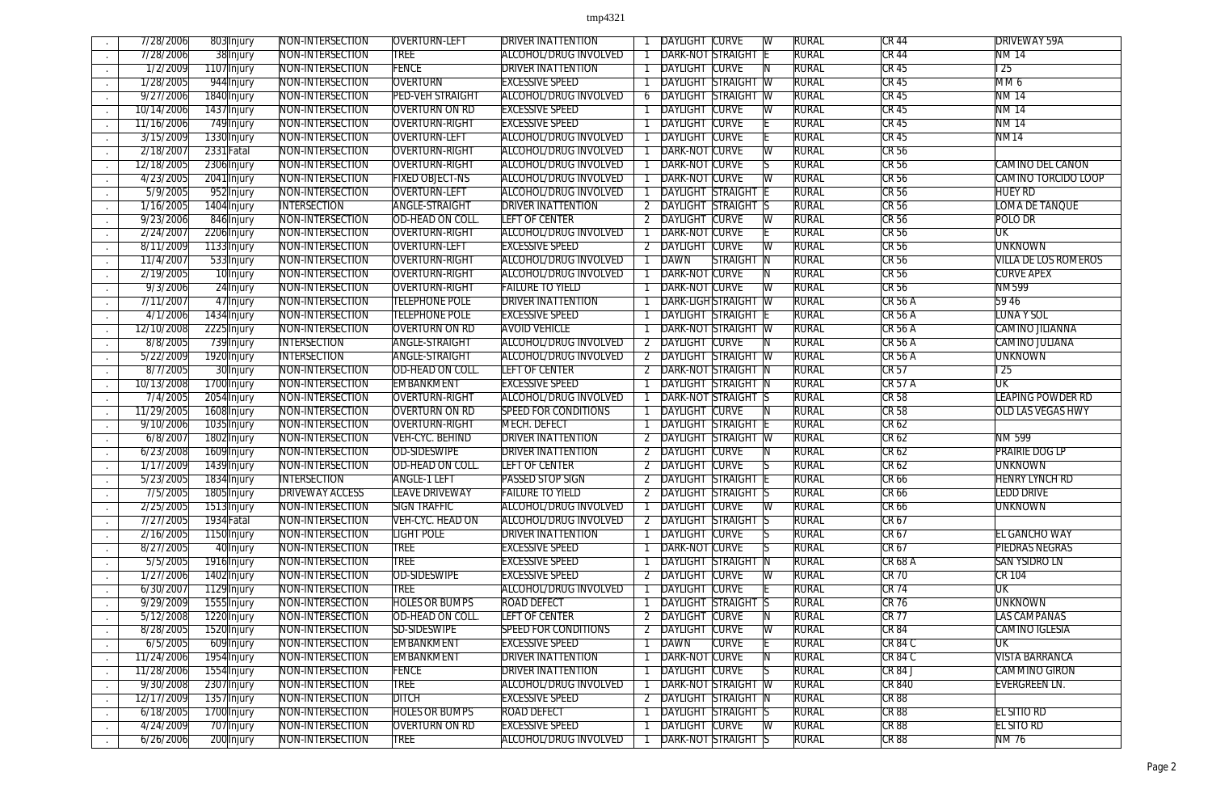| | | | | | | | | | | | | | |
|---|---|---|---|---|---|---|---|---|---|---|---|---|---|
| . | 7/28/2006 | 803 | Injury | NON-INTERSECTION | OVERTURN-LEFT | DRIVER INATTENTION | 1 | DAYLIGHT | CURVE | W | RURAL | CR 44 | DRIVEWAY 59A |
| . | 7/28/2006 | 38 | Injury | NON-INTERSECTION | TREE | ALCOHOL/DRUG INVOLVED | 1 | DARK-NOT | STRAIGHT | E | RURAL | CR 44 | NM 14 |
| . | 1/2/2009 | 1107 | Injury | NON-INTERSECTION | FENCE | DRIVER INATTENTION | 1 | DAYLIGHT | CURVE | N | RURAL | CR 45 | I 25 |
| . | 1/28/2005 | 944 | Injury | NON-INTERSECTION | OVERTURN | EXCESSIVE SPEED | 1 | DAYLIGHT | STRAIGHT | W | RURAL | CR 45 | MM 6 |
| . | 9/27/2006 | 1840 | Injury | NON-INTERSECTION | PED-VEH STRAIGHT | ALCOHOL/DRUG INVOLVED | 6 | DAYLIGHT | STRAIGHT | W | RURAL | CR 45 | NM 14 |
| . | 10/14/2006 | 1437 | Injury | NON-INTERSECTION | OVERTURN ON RD | EXCESSIVE SPEED | 1 | DAYLIGHT | CURVE | W | RURAL | CR 45 | NM 14 |
| . | 11/16/2006 | 749 | Injury | NON-INTERSECTION | OVERTURN-RIGHT | EXCESSIVE SPEED | 1 | DAYLIGHT | CURVE | E | RURAL | CR 45 | NM 14 |
| . | 3/15/2009 | 1330 | Injury | NON-INTERSECTION | OVERTURN-LEFT | ALCOHOL/DRUG INVOLVED | 1 | DAYLIGHT | CURVE | E | RURAL | CR 45 | NM14 |
| . | 2/18/2007 | 2331 | Fatal | NON-INTERSECTION | OVERTURN-RIGHT | ALCOHOL/DRUG INVOLVED | 1 | DARK-NOT | CURVE | W | RURAL | CR 56 | |
| . | 12/18/2005 | 2306 | Injury | NON-INTERSECTION | OVERTURN-RIGHT | ALCOHOL/DRUG INVOLVED | 1 | DARK-NOT | CURVE | S | RURAL | CR 56 | CAMINO DEL CANON |
| . | 4/23/2005 | 2041 | Injury | NON-INTERSECTION | FIXED OBJECT-NS | ALCOHOL/DRUG INVOLVED | 1 | DARK-NOT | CURVE | W | RURAL | CR 56 | CAMINO TORCIDO LOOP |
| . | 5/9/2005 | 952 | Injury | NON-INTERSECTION | OVERTURN-LEFT | ALCOHOL/DRUG INVOLVED | 1 | DAYLIGHT | STRAIGHT | E | RURAL | CR 56 | HUEY RD |
| . | 1/16/2005 | 1404 | Injury | INTERSECTION | ANGLE-STRAIGHT | DRIVER INATTENTION | 2 | DAYLIGHT | STRAIGHT | S | RURAL | CR 56 | LOMA DE TANQUE |
| . | 9/23/2006 | 846 | Injury | NON-INTERSECTION | OD-HEAD ON COLL. | LEFT OF CENTER | 2 | DAYLIGHT | CURVE | W | RURAL | CR 56 | POLO DR |
| . | 2/24/2007 | 2206 | Injury | NON-INTERSECTION | OVERTURN-RIGHT | ALCOHOL/DRUG INVOLVED | 1 | DARK-NOT | CURVE | E | RURAL | CR 56 | UK |
| . | 8/11/2009 | 1133 | Injury | NON-INTERSECTION | OVERTURN-LEFT | EXCESSIVE SPEED | 2 | DAYLIGHT | CURVE | W | RURAL | CR 56 | UNKNOWN |
| . | 11/4/2007 | 533 | Injury | NON-INTERSECTION | OVERTURN-RIGHT | ALCOHOL/DRUG INVOLVED | 1 | DAWN | STRAIGHT | N | RURAL | CR 56 | VILLA DE LOS ROMEROS |
| . | 2/19/2005 | 10 | Injury | NON-INTERSECTION | OVERTURN-RIGHT | ALCOHOL/DRUG INVOLVED | 1 | DARK-NOT | CURVE | N | RURAL | CR 56 | CURVE APEX |
| . | 9/3/2006 | 24 | Injury | NON-INTERSECTION | OVERTURN-RIGHT | FAILURE TO YIELD | 1 | DARK-NOT | CURVE | W | RURAL | CR 56 | NM599 |
| . | 7/11/2007 | 47 | Injury | NON-INTERSECTION | TELEPHONE POLE | DRIVER INATTENTION | 1 | DARK-LIGH | STRAIGHT | W | RURAL | CR 56 A | 59 46 |
| . | 4/1/2006 | 1434 | Injury | NON-INTERSECTION | TELEPHONE POLE | EXCESSIVE SPEED | 1 | DAYLIGHT | STRAIGHT | E | RURAL | CR 56 A | LUNA Y SOL |
| . | 12/10/2008 | 2225 | Injury | NON-INTERSECTION | OVERTURN ON RD | AVOID VEHICLE | 1 | DARK-NOT | STRAIGHT | W | RURAL | CR 56 A | CAMINO JILIANNA |
| . | 8/8/2005 | 739 | Injury | INTERSECTION | ANGLE-STRAIGHT | ALCOHOL/DRUG INVOLVED | 2 | DAYLIGHT | CURVE | N | RURAL | CR 56 A | CAMINO JULIANA |
| . | 5/22/2009 | 1920 | Injury | INTERSECTION | ANGLE-STRAIGHT | ALCOHOL/DRUG INVOLVED | 2 | DAYLIGHT | STRAIGHT | W | RURAL | CR 56 A | UNKNOWN |
| . | 8/7/2005 | 30 | Injury | NON-INTERSECTION | OD-HEAD ON COLL. | LEFT OF CENTER | 2 | DARK-NOT | STRAIGHT | N | RURAL | CR 57 | I 25 |
| . | 10/13/2008 | 1700 | Injury | NON-INTERSECTION | EMBANKMENT | EXCESSIVE SPEED | 1 | DAYLIGHT | STRAIGHT | N | RURAL | CR 57 A | UK |
| . | 7/4/2005 | 2054 | Injury | NON-INTERSECTION | OVERTURN-RIGHT | ALCOHOL/DRUG INVOLVED | 1 | DARK-NOT | STRAIGHT | S | RURAL | CR 58 | LEAPING POWDER RD |
| . | 11/29/2005 | 1608 | Injury | NON-INTERSECTION | OVERTURN ON RD | SPEED FOR CONDITIONS | 1 | DAYLIGHT | CURVE | N | RURAL | CR 58 | OLD LAS VEGAS HWY |
| . | 9/10/2006 | 1035 | Injury | NON-INTERSECTION | OVERTURN-RIGHT | MECH. DEFECT | 1 | DAYLIGHT | STRAIGHT | E | RURAL | CR 62 | |
| . | 6/8/2007 | 1802 | Injury | NON-INTERSECTION | VEH-CYC. BEHIND | DRIVER INATTENTION | 2 | DAYLIGHT | STRAIGHT | W | RURAL | CR 62 | NM 599 |
| . | 6/23/2008 | 1609 | Injury | NON-INTERSECTION | OD-SIDESWIPE | DRIVER INATTENTION | 2 | DAYLIGHT | CURVE | N | RURAL | CR 62 | PRAIRIE DOG LP |
| . | 1/17/2009 | 1439 | Injury | NON-INTERSECTION | OD-HEAD ON COLL. | LEFT OF CENTER | 2 | DAYLIGHT | CURVE | S | RURAL | CR 62 | UNKNOWN |
| . | 5/23/2005 | 1834 | Injury | INTERSECTION | ANGLE-1 LEFT | PASSED STOP SIGN | 2 | DAYLIGHT | STRAIGHT | E | RURAL | CR 66 | HENRY LYNCH RD |
| . | 7/5/2005 | 1805 | Injury | DRIVEWAY ACCESS | LEAVE DRIVEWAY | FAILURE TO YIELD | 2 | DAYLIGHT | STRAIGHT | S | RURAL | CR 66 | LEDD DRIVE |
| . | 2/25/2005 | 1513 | Injury | NON-INTERSECTION | SIGN TRAFFIC | ALCOHOL/DRUG INVOLVED | 1 | DAYLIGHT | CURVE | W | RURAL | CR 66 | UNKNOWN |
| . | 7/27/2005 | 1934 | Fatal | NON-INTERSECTION | VEH-CYC. HEAD ON | ALCOHOL/DRUG INVOLVED | 2 | DAYLIGHT | STRAIGHT | S | RURAL | CR 67 | |
| . | 2/16/2005 | 1150 | Injury | NON-INTERSECTION | LIGHT POLE | DRIVER INATTENTION | 1 | DAYLIGHT | CURVE | S | RURAL | CR 67 | EL GANCHO WAY |
| . | 8/27/2005 | 40 | Injury | NON-INTERSECTION | TREE | EXCESSIVE SPEED | 1 | DARK-NOT | CURVE | S | RURAL | CR 67 | PIEDRAS NEGRAS |
| . | 5/5/2005 | 1916 | Injury | NON-INTERSECTION | TREE | EXCESSIVE SPEED | 1 | DAYLIGHT | STRAIGHT | N | RURAL | CR 68 A | SAN YSIDRO LN |
| . | 1/27/2006 | 1402 | Injury | NON-INTERSECTION | OD-SIDESWIPE | EXCESSIVE SPEED | 2 | DAYLIGHT | CURVE | W | RURAL | CR 70 | CR 104 |
| . | 6/30/2007 | 1129 | Injury | NON-INTERSECTION | TREE | ALCOHOL/DRUG INVOLVED | 1 | DAYLIGHT | CURVE | E | RURAL | CR 74 | UK |
| . | 9/29/2009 | 1555 | Injury | NON-INTERSECTION | HOLES OR BUMPS | ROAD DEFECT | 1 | DAYLIGHT | STRAIGHT | S | RURAL | CR 76 | UNKNOWN |
| . | 5/12/2008 | 1220 | Injury | NON-INTERSECTION | OD-HEAD ON COLL. | LEFT OF CENTER | 2 | DAYLIGHT | CURVE | N | RURAL | CR 77 | LAS CAMPANAS |
| . | 8/28/2005 | 1520 | Injury | NON-INTERSECTION | SD-SIDESWIPE | SPEED FOR CONDITIONS | 2 | DAYLIGHT | CURVE | W | RURAL | CR 84 | CAMINO IGLESIA |
| . | 6/5/2005 | 609 | Injury | NON-INTERSECTION | EMBANKMENT | EXCESSIVE SPEED | 1 | DAWN | CURVE | E | RURAL | CR 84 C | UK |
| . | 11/24/2006 | 1954 | Injury | NON-INTERSECTION | EMBANKMENT | DRIVER INATTENTION | 1 | DARK-NOT | CURVE | N | RURAL | CR 84 C | VISTA BARRANCA |
| . | 11/28/2006 | 1554 | Injury | NON-INTERSECTION | FENCE | DRIVER INATTENTION | 1 | DAYLIGHT | CURVE | S | RURAL | CR 84 J | CAMMINO GIRON |
| . | 9/30/2008 | 2307 | Injury | NON-INTERSECTION | TREE | ALCOHOL/DRUG INVOLVED | 1 | DARK-NOT | STRAIGHT | W | RURAL | CR 840 | EVERGREEN LN. |
| . | 12/17/2009 | 1357 | Injury | NON-INTERSECTION | DITCH | EXCESSIVE SPEED | 2 | DAYLIGHT | STRAIGHT | N | RURAL | CR 88 | |
| . | 6/18/2005 | 1700 | Injury | NON-INTERSECTION | HOLES OR BUMPS | ROAD DEFECT | 1 | DAYLIGHT | STRAIGHT | S | RURAL | CR 88 | EL SITIO RD |
| . | 4/24/2009 | 707 | Injury | NON-INTERSECTION | OVERTURN ON RD | EXCESSIVE SPEED | 1 | DAYLIGHT | CURVE | W | RURAL | CR 88 | EL SITO RD |
| . | 6/26/2006 | 200 | Injury | NON-INTERSECTION | TREE | ALCOHOL/DRUG INVOLVED | 1 | DARK-NOT | STRAIGHT | S | RURAL | CR 88 | NM 76 |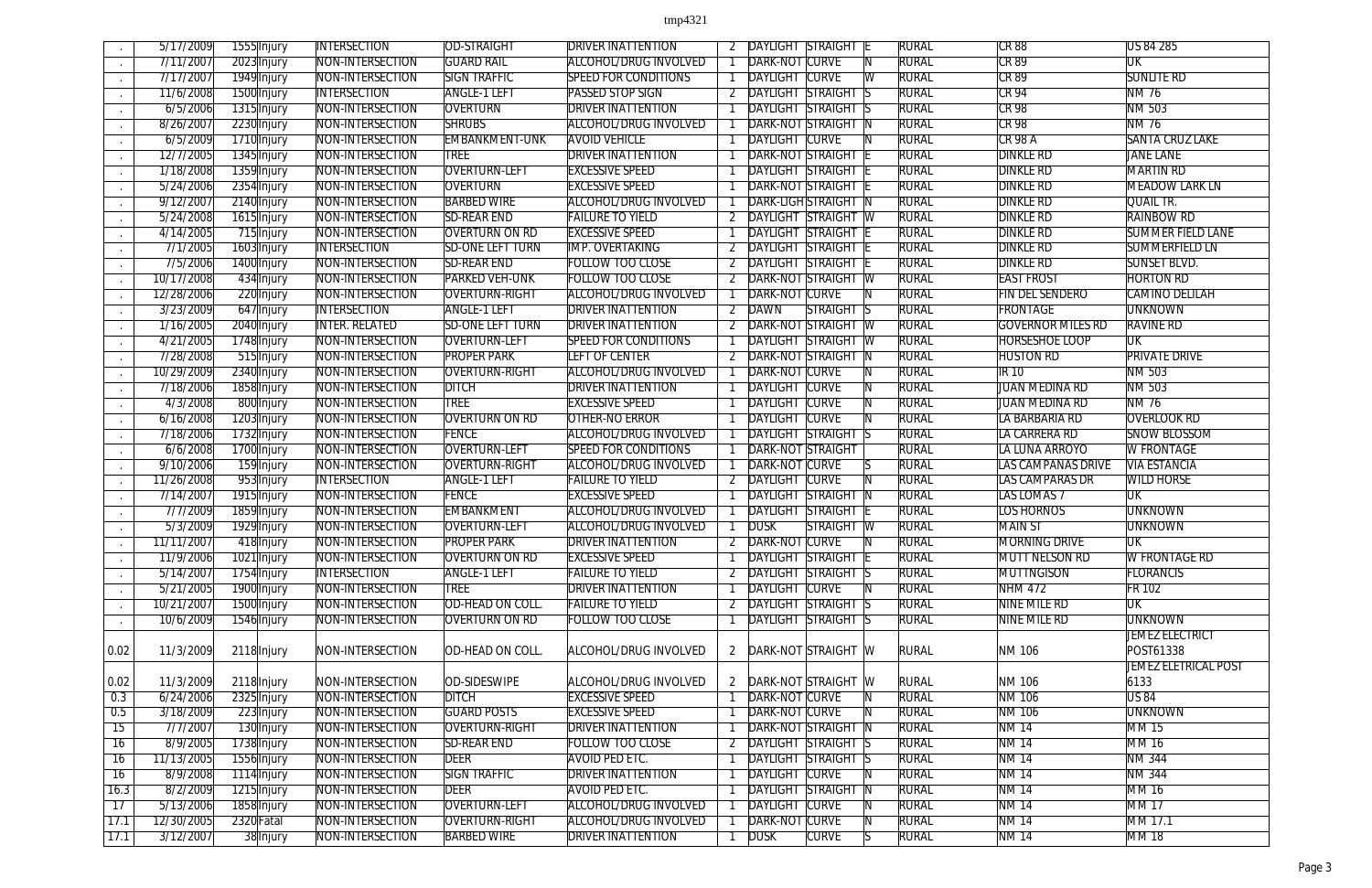| . | 5/17/2009 | 1555 | Injury | INTERSECTION | OD-STRAIGHT | DRIVER INATTENTION | 2 | DAYLIGHT | STRAIGHT | E | RURAL | CR 88 | US 84 285 |
|---|---|---|---|---|---|---|---|---|---|---|---|---|---|
| . | 7/11/2007 | 2023 | Injury | NON-INTERSECTION | GUARD RAIL | ALCOHOL/DRUG INVOLVED | 1 | DARK-NOT | CURVE | N | RURAL | CR 89 | UK |
| . | 7/17/2007 | 1949 | Injury | NON-INTERSECTION | SIGN TRAFFIC | SPEED FOR CONDITIONS | 1 | DAYLIGHT | CURVE | W | RURAL | CR 89 | SUNLITE RD |
| . | 11/6/2008 | 1500 | Injury | INTERSECTION | ANGLE-1 LEFT | PASSED STOP SIGN | 2 | DAYLIGHT | STRAIGHT | S | RURAL | CR 94 | NM 76 |
| . | 6/5/2006 | 1315 | Injury | NON-INTERSECTION | OVERTURN | DRIVER INATTENTION | 1 | DAYLIGHT | STRAIGHT | S | RURAL | CR 98 | NM 503 |
| . | 8/26/2007 | 2230 | Injury | NON-INTERSECTION | SHRUBS | ALCOHOL/DRUG INVOLVED | 1 | DARK-NOT | STRAIGHT | N | RURAL | CR 98 | NM 76 |
| . | 6/5/2009 | 1710 | Injury | NON-INTERSECTION | EMBANKMENT-UNK | AVOID VEHICLE | 1 | DAYLIGHT | CURVE | N | RURAL | CR 98 A | SANTA CRUZ LAKE |
| . | 12/7/2005 | 1345 | Injury | NON-INTERSECTION | TREE | DRIVER INATTENTION | 1 | DARK-NOT | STRAIGHT | E | RURAL | DINKLE RD | JANE LANE |
| . | 1/18/2008 | 1359 | Injury | NON-INTERSECTION | OVERTURN-LEFT | EXCESSIVE SPEED | 1 | DAYLIGHT | STRAIGHT | E | RURAL | DINKLE RD | MARTIN RD |
| . | 5/24/2006 | 2354 | Injury | NON-INTERSECTION | OVERTURN | EXCESSIVE SPEED | 1 | DARK-NOT | STRAIGHT | E | RURAL | DINKLE RD | MEADOW LARK LN |
| . | 9/12/2007 | 2140 | Injury | NON-INTERSECTION | BARBED WIRE | ALCOHOL/DRUG INVOLVED | 1 | DARK-LIGH | STRAIGHT | N | RURAL | DINKLE RD | QUAIL TR. |
| . | 5/24/2008 | 1615 | Injury | NON-INTERSECTION | SD-REAR END | FAILURE TO YIELD | 2 | DAYLIGHT | STRAIGHT | W | RURAL | DINKLE RD | RAINBOW RD |
| . | 4/14/2005 | 715 | Injury | NON-INTERSECTION | OVERTURN ON RD | EXCESSIVE SPEED | 1 | DAYLIGHT | STRAIGHT | E | RURAL | DINKLE RD | SUMMER FIELD LANE |
| . | 7/1/2005 | 1603 | Injury | INTERSECTION | SD-ONE LEFT TURN | IMP. OVERTAKING | 2 | DAYLIGHT | STRAIGHT | E | RURAL | DINKLE RD | SUMMERFIELD LN |
| . | 7/5/2006 | 1400 | Injury | NON-INTERSECTION | SD-REAR END | FOLLOW TOO CLOSE | 2 | DAYLIGHT | STRAIGHT | E | RURAL | DINKLE RD | SUNSET BLVD. |
| . | 10/17/2008 | 434 | Injury | NON-INTERSECTION | PARKED VEH-UNK | FOLLOW TOO CLOSE | 2 | DARK-NOT | STRAIGHT | W | RURAL | EAST FROST | HORTON RD |
| . | 12/28/2006 | 220 | Injury | NON-INTERSECTION | OVERTURN-RIGHT | ALCOHOL/DRUG INVOLVED | 1 | DARK-NOT | CURVE | N | RURAL | FIN DEL SENDERO | CAMINO DELILAH |
| . | 3/23/2009 | 647 | Injury | INTERSECTION | ANGLE-1 LEFT | DRIVER INATTENTION | 2 | DAWN | STRAIGHT | S | RURAL | FRONTAGE | UNKNOWN |
| . | 1/16/2005 | 2040 | Injury | INTER. RELATED | SD-ONE LEFT TURN | DRIVER INATTENTION | 2 | DARK-NOT | STRAIGHT | W | RURAL | GOVERNOR MILES RD | RAVINE RD |
| . | 4/21/2005 | 1748 | Injury | NON-INTERSECTION | OVERTURN-LEFT | SPEED FOR CONDITIONS | 1 | DAYLIGHT | STRAIGHT | W | RURAL | HORSESHOE LOOP | UK |
| . | 7/28/2008 | 515 | Injury | NON-INTERSECTION | PROPER PARK | LEFT OF CENTER | 2 | DARK-NOT | STRAIGHT | N | RURAL | HUSTON RD | PRIVATE DRIVE |
| . | 10/29/2009 | 2340 | Injury | NON-INTERSECTION | OVERTURN-RIGHT | ALCOHOL/DRUG INVOLVED | 1 | DARK-NOT | CURVE | N | RURAL | IR 10 | NM 503 |
| . | 7/18/2006 | 1858 | Injury | NON-INTERSECTION | DITCH | DRIVER INATTENTION | 1 | DAYLIGHT | CURVE | N | RURAL | JUAN MEDINA RD | NM 503 |
| . | 4/3/2008 | 800 | Injury | NON-INTERSECTION | TREE | EXCESSIVE SPEED | 1 | DAYLIGHT | CURVE | N | RURAL | JUAN MEDINA RD | NM 76 |
| . | 6/16/2008 | 1203 | Injury | NON-INTERSECTION | OVERTURN ON RD | OTHER-NO ERROR | 1 | DAYLIGHT | CURVE | N | RURAL | LA BARBARIA RD | OVERLOOK RD |
| . | 7/18/2006 | 1732 | Injury | NON-INTERSECTION | FENCE | ALCOHOL/DRUG INVOLVED | 1 | DAYLIGHT | STRAIGHT | S | RURAL | LA CARRERA RD | SNOW BLOSSOM |
| . | 6/6/2008 | 1700 | Injury | NON-INTERSECTION | OVERTURN-LEFT | SPEED FOR CONDITIONS | 1 | DARK-NOT | STRAIGHT | | RURAL | LA LUNA ARROYO | W FRONTAGE |
| . | 9/10/2006 | 159 | Injury | NON-INTERSECTION | OVERTURN-RIGHT | ALCOHOL/DRUG INVOLVED | 1 | DARK-NOT | CURVE | S | RURAL | LAS CAMPANAS DRIVE | VIA ESTANCIA |
| . | 11/26/2008 | 953 | Injury | INTERSECTION | ANGLE-1 LEFT | FAILURE TO YIELD | 2 | DAYLIGHT | CURVE | N | RURAL | LAS CAMPARAS DR | WILD HORSE |
| . | 7/14/2007 | 1915 | Injury | NON-INTERSECTION | FENCE | EXCESSIVE SPEED | 1 | DAYLIGHT | STRAIGHT | N | RURAL | LAS LOMAS 7 | UK |
| . | 7/7/2009 | 1859 | Injury | NON-INTERSECTION | EMBANKMENT | ALCOHOL/DRUG INVOLVED | 1 | DAYLIGHT | STRAIGHT | E | RURAL | LOS HORNOS | UNKNOWN |
| . | 5/3/2009 | 1929 | Injury | NON-INTERSECTION | OVERTURN-LEFT | ALCOHOL/DRUG INVOLVED | 1 | DUSK | STRAIGHT | W | RURAL | MAIN ST | UNKNOWN |
| . | 11/11/2007 | 418 | Injury | NON-INTERSECTION | PROPER PARK | DRIVER INATTENTION | 2 | DARK-NOT | CURVE | N | RURAL | MORNING DRIVE | UK |
| . | 11/9/2006 | 1021 | Injury | NON-INTERSECTION | OVERTURN ON RD | EXCESSIVE SPEED | 1 | DAYLIGHT | STRAIGHT | E | RURAL | MUTT NELSON RD | W FRONTAGE RD |
| . | 5/14/2007 | 1754 | Injury | INTERSECTION | ANGLE-1 LEFT | FAILURE TO YIELD | 2 | DAYLIGHT | STRAIGHT | S | RURAL | MUTTNGISON | FLORANCIS |
| . | 5/21/2005 | 1900 | Injury | NON-INTERSECTION | TREE | DRIVER INATTENTION | 1 | DAYLIGHT | CURVE | N | RURAL | NHM 472 | FR 102 |
| . | 10/21/2007 | 1500 | Injury | NON-INTERSECTION | OD-HEAD ON COLL. | FAILURE TO YIELD | 2 | DAYLIGHT | STRAIGHT | S | RURAL | NINE MILE RD | UK |
| . | 10/6/2009 | 1546 | Injury | NON-INTERSECTION | OVERTURN ON RD | FOLLOW TOO CLOSE | 1 | DAYLIGHT | STRAIGHT | S | RURAL | NINE MILE RD | UNKNOWN |
| 0.02 | 11/3/2009 | 2118 | Injury | NON-INTERSECTION | OD-HEAD ON COLL. | ALCOHOL/DRUG INVOLVED | 2 | DARK-NOT | STRAIGHT | W | RURAL | NM 106 | JEMEZ ELECTRICT POST61338 |
| 0.02 | 11/3/2009 | 2118 | Injury | NON-INTERSECTION | OD-SIDESWIPE | ALCOHOL/DRUG INVOLVED | 2 | DARK-NOT | STRAIGHT | W | RURAL | NM 106 | JEMEZ ELETRICAL POST 6133 |
| 0.3 | 6/24/2006 | 2325 | Injury | NON-INTERSECTION | DITCH | EXCESSIVE SPEED | 1 | DARK-NOT | CURVE | N | RURAL | NM 106 | US 84 |
| 0.5 | 3/18/2009 | 223 | Injury | NON-INTERSECTION | GUARD POSTS | EXCESSIVE SPEED | 1 | DARK-NOT | CURVE | N | RURAL | NM 106 | UNKNOWN |
| 15 | 7/7/2007 | 130 | Injury | NON-INTERSECTION | OVERTURN-RIGHT | DRIVER INATTENTION | 1 | DARK-NOT | STRAIGHT | N | RURAL | NM 14 | MM 15 |
| 16 | 8/9/2005 | 1738 | Injury | NON-INTERSECTION | SD-REAR END | FOLLOW TOO CLOSE | 2 | DAYLIGHT | STRAIGHT | S | RURAL | NM 14 | MM 16 |
| 16 | 11/13/2005 | 1556 | Injury | NON-INTERSECTION | DEER | AVOID PED ETC. | 1 | DAYLIGHT | STRAIGHT | S | RURAL | NM 14 | NM 344 |
| 16 | 8/9/2008 | 1114 | Injury | NON-INTERSECTION | SIGN TRAFFIC | DRIVER INATTENTION | 1 | DAYLIGHT | CURVE | N | RURAL | NM 14 | NM 344 |
| 16.3 | 8/2/2009 | 1215 | Injury | NON-INTERSECTION | DEER | AVOID PED ETC. | 1 | DAYLIGHT | STRAIGHT | N | RURAL | NM 14 | MM 16 |
| 17 | 5/13/2006 | 1858 | Injury | NON-INTERSECTION | OVERTURN-LEFT | ALCOHOL/DRUG INVOLVED | 1 | DAYLIGHT | CURVE | N | RURAL | NM 14 | MM 17 |
| 17.1 | 12/30/2005 | 2320 | Fatal | NON-INTERSECTION | OVERTURN-RIGHT | ALCOHOL/DRUG INVOLVED | 1 | DARK-NOT | CURVE | N | RURAL | NM 14 | MM 17.1 |
| 17.1 | 3/12/2007 | 38 | Injury | NON-INTERSECTION | BARBED WIRE | DRIVER INATTENTION | 1 | DUSK | CURVE | S | RURAL | NM 14 | MM 18 |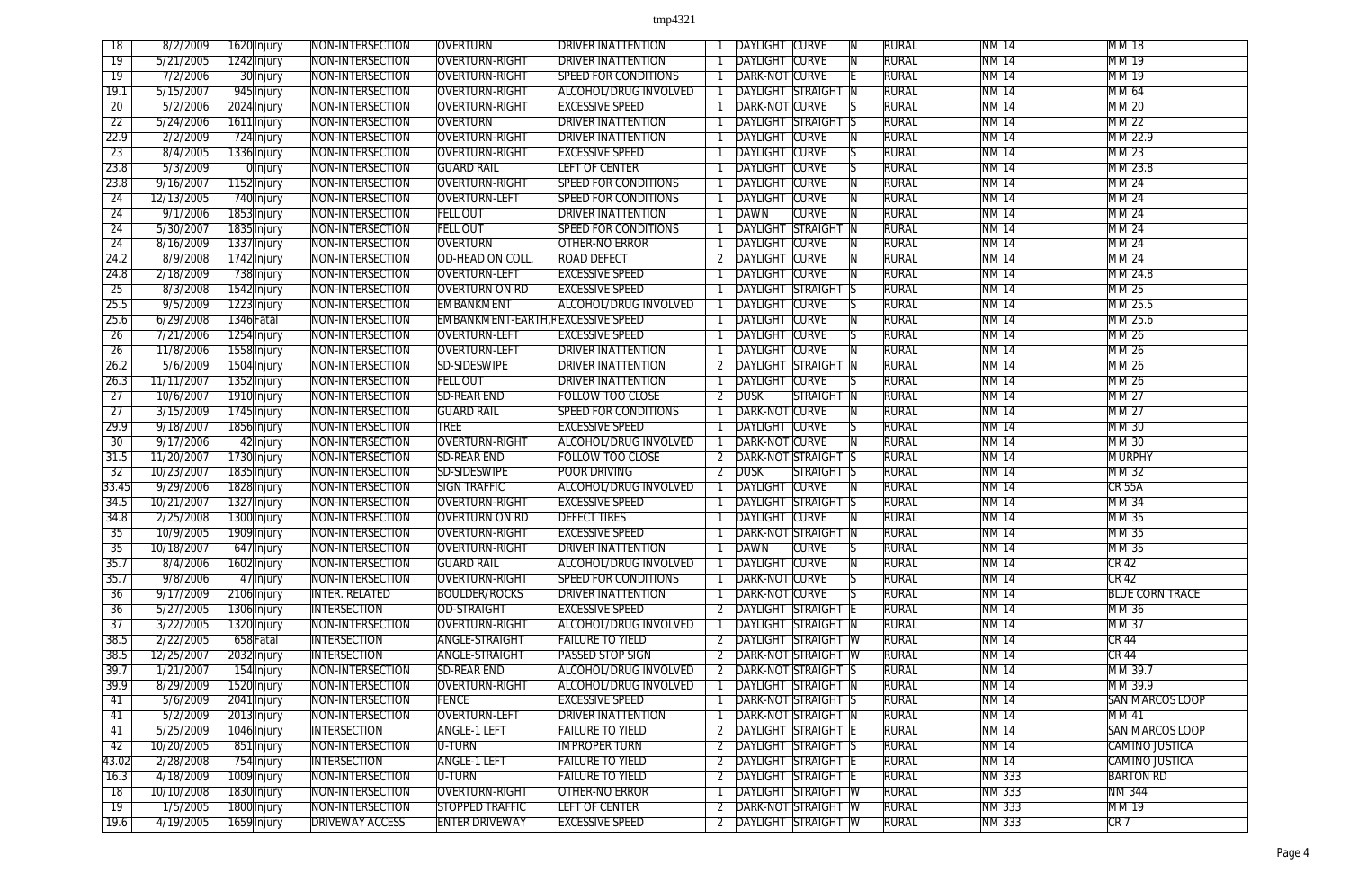| 18 | 8/2/2009 | 1620 | Injury | NON-INTERSECTION | OVERTURN | DRIVER INATTENTION | 1 | DAYLIGHT | CURVE | N | RURAL | NM 14 | MM 18 |
|---|---|---|---|---|---|---|---|---|---|---|---|---|---|
| 19 | 5/21/2005 | 1242 | Injury | NON-INTERSECTION | OVERTURN-RIGHT | DRIVER INATTENTION | 1 | DAYLIGHT | CURVE | N | RURAL | NM 14 | MM 19 |
| 19 | 7/2/2006 | 30 | Injury | NON-INTERSECTION | OVERTURN-RIGHT | SPEED FOR CONDITIONS | 1 | DARK-NOT | CURVE | E | RURAL | NM 14 | MM 19 |
| 19.1 | 5/15/2007 | 945 | Injury | NON-INTERSECTION | OVERTURN-RIGHT | ALCOHOL/DRUG INVOLVED | 1 | DAYLIGHT | STRAIGHT | N | RURAL | NM 14 | MM 64 |
| 20 | 5/2/2006 | 2024 | Injury | NON-INTERSECTION | OVERTURN-RIGHT | EXCESSIVE SPEED | 1 | DARK-NOT | CURVE | S | RURAL | NM 14 | MM 20 |
| 22 | 5/24/2006 | 1611 | Injury | NON-INTERSECTION | OVERTURN | DRIVER INATTENTION | 1 | DAYLIGHT | STRAIGHT | S | RURAL | NM 14 | MM 22 |
| 22.9 | 2/2/2009 | 724 | Injury | NON-INTERSECTION | OVERTURN-RIGHT | DRIVER INATTENTION | 1 | DAYLIGHT | CURVE | N | RURAL | NM 14 | MM 22.9 |
| 23 | 8/4/2005 | 1336 | Injury | NON-INTERSECTION | OVERTURN-RIGHT | EXCESSIVE SPEED | 1 | DAYLIGHT | CURVE | S | RURAL | NM 14 | MM 23 |
| 23.8 | 5/3/2009 | 0 | Injury | NON-INTERSECTION | GUARD RAIL | LEFT OF CENTER | 1 | DAYLIGHT | CURVE | S | RURAL | NM 14 | MM 23.8 |
| 23.8 | 9/16/2007 | 1152 | Injury | NON-INTERSECTION | OVERTURN-RIGHT | SPEED FOR CONDITIONS | 1 | DAYLIGHT | CURVE | N | RURAL | NM 14 | MM 24 |
| 24 | 12/13/2005 | 740 | Injury | NON-INTERSECTION | OVERTURN-LEFT | SPEED FOR CONDITIONS | 1 | DAYLIGHT | CURVE | N | RURAL | NM 14 | MM 24 |
| 24 | 9/1/2006 | 1853 | Injury | NON-INTERSECTION | FELL OUT | DRIVER INATTENTION | 1 | DAWN | CURVE | N | RURAL | NM 14 | MM 24 |
| 24 | 5/30/2007 | 1835 | Injury | NON-INTERSECTION | FELL OUT | SPEED FOR CONDITIONS | 1 | DAYLIGHT | STRAIGHT | N | RURAL | NM 14 | MM 24 |
| 24 | 8/16/2009 | 1337 | Injury | NON-INTERSECTION | OVERTURN | OTHER-NO ERROR | 1 | DAYLIGHT | CURVE | N | RURAL | NM 14 | MM 24 |
| 24.2 | 8/9/2008 | 1742 | Injury | NON-INTERSECTION | OD-HEAD ON COLL. | ROAD DEFECT | 2 | DAYLIGHT | CURVE | N | RURAL | NM 14 | MM 24 |
| 24.8 | 2/18/2009 | 738 | Injury | NON-INTERSECTION | OVERTURN-LEFT | EXCESSIVE SPEED | 1 | DAYLIGHT | CURVE | N | RURAL | NM 14 | MM 24.8 |
| 25 | 8/3/2008 | 1542 | Injury | NON-INTERSECTION | OVERTURN ON RD | EXCESSIVE SPEED | 1 | DAYLIGHT | STRAIGHT | S | RURAL | NM 14 | MM 25 |
| 25.5 | 9/5/2009 | 1223 | Injury | NON-INTERSECTION | EMBANKMENT | ALCOHOL/DRUG INVOLVED | 1 | DAYLIGHT | CURVE | S | RURAL | NM 14 | MM 25.5 |
| 25.6 | 6/29/2008 | 1346 | Fatal | NON-INTERSECTION | EMBANKMENT-EARTH,R | EXCESSIVE SPEED | 1 | DAYLIGHT | CURVE | N | RURAL | NM 14 | MM 25.6 |
| 26 | 7/21/2006 | 1254 | Injury | NON-INTERSECTION | OVERTURN-LEFT | EXCESSIVE SPEED | 1 | DAYLIGHT | CURVE | S | RURAL | NM 14 | MM 26 |
| 26 | 11/8/2006 | 1558 | Injury | NON-INTERSECTION | OVERTURN-LEFT | DRIVER INATTENTION | 1 | DAYLIGHT | CURVE | N | RURAL | NM 14 | MM 26 |
| 26.2 | 5/6/2009 | 1504 | Injury | NON-INTERSECTION | SD-SIDESWIPE | DRIVER INATTENTION | 2 | DAYLIGHT | STRAIGHT | N | RURAL | NM 14 | MM 26 |
| 26.3 | 11/11/2007 | 1352 | Injury | NON-INTERSECTION | FELL OUT | DRIVER INATTENTION | 1 | DAYLIGHT | CURVE | S | RURAL | NM 14 | MM 26 |
| 27 | 10/6/2007 | 1910 | Injury | NON-INTERSECTION | SD-REAR END | FOLLOW TOO CLOSE | 2 | DUSK | STRAIGHT | N | RURAL | NM 14 | MM 27 |
| 27 | 3/15/2009 | 1745 | Injury | NON-INTERSECTION | GUARD RAIL | SPEED FOR CONDITIONS | 1 | DARK-NOT | CURVE | N | RURAL | NM 14 | MM 27 |
| 29.9 | 9/18/2007 | 1856 | Injury | NON-INTERSECTION | TREE | EXCESSIVE SPEED | 1 | DAYLIGHT | CURVE | S | RURAL | NM 14 | MM 30 |
| 30 | 9/17/2006 | 42 | Injury | NON-INTERSECTION | OVERTURN-RIGHT | ALCOHOL/DRUG INVOLVED | 1 | DARK-NOT | CURVE | N | RURAL | NM 14 | MM 30 |
| 31.5 | 11/20/2007 | 1730 | Injury | NON-INTERSECTION | SD-REAR END | FOLLOW TOO CLOSE | 2 | DARK-NOT | STRAIGHT | S | RURAL | NM 14 | MURPHY |
| 32 | 10/23/2007 | 1835 | Injury | NON-INTERSECTION | SD-SIDESWIPE | POOR DRIVING | 2 | DUSK | STRAIGHT | S | RURAL | NM 14 | MM 32 |
| 33.45 | 9/29/2006 | 1828 | Injury | NON-INTERSECTION | SIGN TRAFFIC | ALCOHOL/DRUG INVOLVED | 1 | DAYLIGHT | CURVE | N | RURAL | NM 14 | CR 55A |
| 34.5 | 10/21/2007 | 1327 | Injury | NON-INTERSECTION | OVERTURN-RIGHT | EXCESSIVE SPEED | 1 | DAYLIGHT | STRAIGHT | S | RURAL | NM 14 | MM 34 |
| 34.8 | 2/25/2008 | 1300 | Injury | NON-INTERSECTION | OVERTURN ON RD | DEFECT TIRES | 1 | DAYLIGHT | CURVE | N | RURAL | NM 14 | MM 35 |
| 35 | 10/9/2005 | 1909 | Injury | NON-INTERSECTION | OVERTURN-RIGHT | EXCESSIVE SPEED | 1 | DARK-NOT | STRAIGHT | N | RURAL | NM 14 | MM 35 |
| 35 | 10/18/2007 | 647 | Injury | NON-INTERSECTION | OVERTURN-RIGHT | DRIVER INATTENTION | 1 | DAWN | CURVE | S | RURAL | NM 14 | MM 35 |
| 35.7 | 8/4/2006 | 1602 | Injury | NON-INTERSECTION | GUARD RAIL | ALCOHOL/DRUG INVOLVED | 1 | DAYLIGHT | CURVE | N | RURAL | NM 14 | CR 42 |
| 35.7 | 9/8/2006 | 47 | Injury | NON-INTERSECTION | OVERTURN-RIGHT | SPEED FOR CONDITIONS | 1 | DARK-NOT | CURVE | S | RURAL | NM 14 | CR 42 |
| 36 | 9/17/2009 | 2106 | Injury | INTER. RELATED | BOULDER/ROCKS | DRIVER INATTENTION | 1 | DARK-NOT | CURVE | S | RURAL | NM 14 | BLUE CORN TRACE |
| 36 | 5/27/2005 | 1306 | Injury | INTERSECTION | OD-STRAIGHT | EXCESSIVE SPEED | 2 | DAYLIGHT | STRAIGHT | E | RURAL | NM 14 | MM 36 |
| 37 | 3/22/2005 | 1320 | Injury | NON-INTERSECTION | OVERTURN-RIGHT | ALCOHOL/DRUG INVOLVED | 1 | DAYLIGHT | STRAIGHT | N | RURAL | NM 14 | MM 37 |
| 38.5 | 2/22/2005 | 658 | Fatal | INTERSECTION | ANGLE-STRAIGHT | FAILURE TO YIELD | 2 | DAYLIGHT | STRAIGHT | W | RURAL | NM 14 | CR 44 |
| 38.5 | 12/25/2007 | 2032 | Injury | INTERSECTION | ANGLE-STRAIGHT | PASSED STOP SIGN | 2 | DARK-NOT | STRAIGHT | W | RURAL | NM 14 | CR 44 |
| 39.7 | 1/21/2007 | 154 | Injury | NON-INTERSECTION | SD-REAR END | ALCOHOL/DRUG INVOLVED | 2 | DARK-NOT | STRAIGHT | S | RURAL | NM 14 | MM 39.7 |
| 39.9 | 8/29/2009 | 1520 | Injury | NON-INTERSECTION | OVERTURN-RIGHT | ALCOHOL/DRUG INVOLVED | 1 | DAYLIGHT | STRAIGHT | N | RURAL | NM 14 | MM 39.9 |
| 41 | 5/6/2009 | 2041 | Injury | NON-INTERSECTION | FENCE | EXCESSIVE SPEED | 1 | DARK-NOT | STRAIGHT | S | RURAL | NM 14 | SAN MARCOS LOOP |
| 41 | 5/2/2009 | 2013 | Injury | NON-INTERSECTION | OVERTURN-LEFT | DRIVER INATTENTION | 1 | DARK-NOT | STRAIGHT | N | RURAL | NM 14 | MM 41 |
| 41 | 5/25/2009 | 1046 | Injury | INTERSECTION | ANGLE-1 LEFT | FAILURE TO YIELD | 2 | DAYLIGHT | STRAIGHT | E | RURAL | NM 14 | SAN MARCOS LOOP |
| 42 | 10/20/2005 | 851 | Injury | NON-INTERSECTION | U-TURN | IMPROPER TURN | 2 | DAYLIGHT | STRAIGHT | S | RURAL | NM 14 | CAMINO JUSTICA |
| 43.02 | 2/28/2008 | 754 | Injury | INTERSECTION | ANGLE-1 LEFT | FAILURE TO YIELD | 2 | DAYLIGHT | STRAIGHT | E | RURAL | NM 14 | CAMINO JUSTICA |
| 16.3 | 4/18/2009 | 1009 | Injury | NON-INTERSECTION | U-TURN | FAILURE TO YIELD | 2 | DAYLIGHT | STRAIGHT | E | RURAL | NM 333 | BARTON RD |
| 18 | 10/10/2008 | 1830 | Injury | NON-INTERSECTION | OVERTURN-RIGHT | OTHER-NO ERROR | 1 | DAYLIGHT | STRAIGHT | W | RURAL | NM 333 | NM 344 |
| 19 | 1/5/2005 | 1800 | Injury | NON-INTERSECTION | STOPPED TRAFFIC | LEFT OF CENTER | 2 | DARK-NOT | STRAIGHT | W | RURAL | NM 333 | MM 19 |
| 19.6 | 4/19/2005 | 1659 | Injury | DRIVEWAY ACCESS | ENTER DRIVEWAY | EXCESSIVE SPEED | 2 | DAYLIGHT | STRAIGHT | W | RURAL | NM 333 | CR 7 |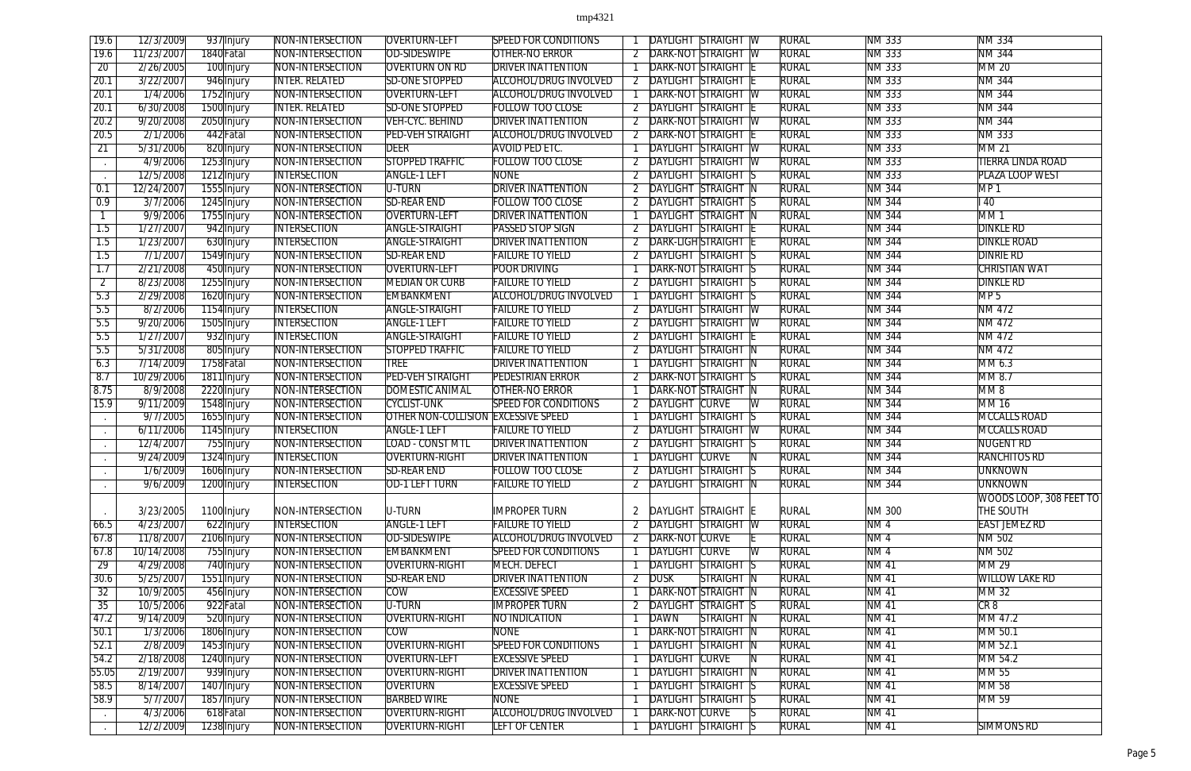| | | | | | | | | | | | | | |
|---|---|---|---|---|---|---|---|---|---|---|---|---|---|
| 19.6 | 12/3/2009 | 937 | Injury | NON-INTERSECTION | OVERTURN-LEFT | SPEED FOR CONDITIONS | 1 | DAYLIGHT | STRAIGHT | W | RURAL | NM 333 | NM 334 |
| 19.6 | 11/23/2007 | 1840 | Fatal | NON-INTERSECTION | OD-SIDESWIPE | OTHER-NO ERROR | 2 | DARK-NOT | STRAIGHT | W | RURAL | NM 333 | NM 344 |
| 20 | 2/26/2005 | 100 | Injury | NON-INTERSECTION | OVERTURN ON RD | DRIVER INATTENTION | 1 | DARK-NOT | STRAIGHT | E | RURAL | NM 333 | MM 20 |
| 20.1 | 3/22/2007 | 946 | Injury | INTER. RELATED | SD-ONE STOPPED | ALCOHOL/DRUG INVOLVED | 2 | DAYLIGHT | STRAIGHT | E | RURAL | NM 333 | NM 344 |
| 20.1 | 1/4/2006 | 1752 | Injury | NON-INTERSECTION | OVERTURN-LEFT | ALCOHOL/DRUG INVOLVED | 1 | DARK-NOT | STRAIGHT | W | RURAL | NM 333 | NM 344 |
| 20.1 | 6/30/2008 | 1500 | Injury | INTER. RELATED | SD-ONE STOPPED | FOLLOW TOO CLOSE | 2 | DAYLIGHT | STRAIGHT | E | RURAL | NM 333 | NM 344 |
| 20.2 | 9/20/2008 | 2050 | Injury | NON-INTERSECTION | VEH-CYC. BEHIND | DRIVER INATTENTION | 2 | DARK-NOT | STRAIGHT | W | RURAL | NM 333 | NM 344 |
| 20.5 | 2/1/2006 | 442 | Fatal | NON-INTERSECTION | PED-VEH STRAIGHT | ALCOHOL/DRUG INVOLVED | 2 | DARK-NOT | STRAIGHT | E | RURAL | NM 333 | NM 333 |
| 21 | 5/31/2006 | 820 | Injury | NON-INTERSECTION | DEER | AVOID PED ETC. | 1 | DAYLIGHT | STRAIGHT | W | RURAL | NM 333 | MM 21 |
| . | 4/9/2006 | 1253 | Injury | NON-INTERSECTION | STOPPED TRAFFIC | FOLLOW TOO CLOSE | 2 | DAYLIGHT | STRAIGHT | W | RURAL | NM 333 | TIERRA LINDA ROAD |
| . | 12/5/2008 | 1212 | Injury | INTERSECTION | ANGLE-1 LEFT | NONE | 2 | DAYLIGHT | STRAIGHT | S | RURAL | NM 333 | PLAZA LOOP WEST |
| 0.1 | 12/24/2007 | 1555 | Injury | NON-INTERSECTION | U-TURN | DRIVER INATTENTION | 2 | DAYLIGHT | STRAIGHT | N | RURAL | NM 344 | MP 1 |
| 0.9 | 3/7/2006 | 1245 | Injury | NON-INTERSECTION | SD-REAR END | FOLLOW TOO CLOSE | 2 | DAYLIGHT | STRAIGHT | S | RURAL | NM 344 | I 40 |
| 1 | 9/9/2006 | 1755 | Injury | NON-INTERSECTION | OVERTURN-LEFT | DRIVER INATTENTION | 1 | DAYLIGHT | STRAIGHT | N | RURAL | NM 344 | MM 1 |
| 1.5 | 1/27/2007 | 942 | Injury | INTERSECTION | ANGLE-STRAIGHT | PASSED STOP SIGN | 2 | DAYLIGHT | STRAIGHT | E | RURAL | NM 344 | DINKLE RD |
| 1.5 | 1/23/2007 | 630 | Injury | INTERSECTION | ANGLE-STRAIGHT | DRIVER INATTENTION | 2 | DARK-LIGH | STRAIGHT | E | RURAL | NM 344 | DINKLE ROAD |
| 1.5 | 7/1/2007 | 1549 | Injury | NON-INTERSECTION | SD-REAR END | FAILURE TO YIELD | 2 | DAYLIGHT | STRAIGHT | S | RURAL | NM 344 | DINRIE RD |
| 1.7 | 2/21/2008 | 450 | Injury | NON-INTERSECTION | OVERTURN-LEFT | POOR DRIVING | 1 | DARK-NOT | STRAIGHT | S | RURAL | NM 344 | CHRISTIAN WAT |
| 2 | 8/23/2008 | 1255 | Injury | NON-INTERSECTION | MEDIAN OR CURB | FAILURE TO YIELD | 2 | DAYLIGHT | STRAIGHT | S | RURAL | NM 344 | DINKLE RD |
| 5.3 | 2/29/2008 | 1620 | Injury | NON-INTERSECTION | EMBANKMENT | ALCOHOL/DRUG INVOLVED | 1 | DAYLIGHT | STRAIGHT | S | RURAL | NM 344 | MP 5 |
| 5.5 | 8/2/2006 | 1154 | Injury | INTERSECTION | ANGLE-STRAIGHT | FAILURE TO YIELD | 2 | DAYLIGHT | STRAIGHT | W | RURAL | NM 344 | NM 472 |
| 5.5 | 9/20/2006 | 1505 | Injury | INTERSECTION | ANGLE-1 LEFT | FAILURE TO YIELD | 2 | DAYLIGHT | STRAIGHT | W | RURAL | NM 344 | NM 472 |
| 5.5 | 1/27/2007 | 932 | Injury | INTERSECTION | ANGLE-STRAIGHT | FAILURE TO YIELD | 2 | DAYLIGHT | STRAIGHT | E | RURAL | NM 344 | NM 472 |
| 5.5 | 5/31/2008 | 805 | Injury | NON-INTERSECTION | STOPPED TRAFFIC | FAILURE TO YIELD | 2 | DAYLIGHT | STRAIGHT | N | RURAL | NM 344 | NM 472 |
| 6.3 | 7/14/2009 | 1758 | Fatal | NON-INTERSECTION | TREE | DRIVER INATTENTION | 1 | DAYLIGHT | STRAIGHT | N | RURAL | NM 344 | MM 6.3 |
| 8.7 | 10/29/2006 | 1811 | Injury | NON-INTERSECTION | PED-VEH STRAIGHT | PEDESTRIAN ERROR | 2 | DARK-NOT | STRAIGHT | S | RURAL | NM 344 | MM 8.7 |
| 8.75 | 8/9/2008 | 2220 | Injury | NON-INTERSECTION | DOMESTIC ANIMAL | OTHER-NO ERROR | 1 | DARK-NOT | STRAIGHT | N | RURAL | NM 344 | MM 8 |
| 15.9 | 9/11/2009 | 1548 | Injury | NON-INTERSECTION | CYCLIST-UNK | SPEED FOR CONDITIONS | 2 | DAYLIGHT | CURVE | W | RURAL | NM 344 | MM 16 |
| . | 9/7/2005 | 1655 | Injury | NON-INTERSECTION | OTHER NON-COLLISION | EXCESSIVE SPEED | 1 | DAYLIGHT | STRAIGHT | S | RURAL | NM 344 | MCCALLS ROAD |
| . | 6/11/2006 | 1145 | Injury | INTERSECTION | ANGLE-1 LEFT | FAILURE TO YIELD | 2 | DAYLIGHT | STRAIGHT | W | RURAL | NM 344 | MCCALLS ROAD |
| . | 12/4/2007 | 755 | Injury | NON-INTERSECTION | LOAD - CONST MTL | DRIVER INATTENTION | 2 | DAYLIGHT | STRAIGHT | S | RURAL | NM 344 | NUGENT RD |
| . | 9/24/2009 | 1324 | Injury | INTERSECTION | OVERTURN-RIGHT | DRIVER INATTENTION | 1 | DAYLIGHT | CURVE | N | RURAL | NM 344 | RANCHITOS RD |
| . | 1/6/2009 | 1606 | Injury | NON-INTERSECTION | SD-REAR END | FOLLOW TOO CLOSE | 2 | DAYLIGHT | STRAIGHT | S | RURAL | NM 344 | UNKNOWN |
| . | 9/6/2009 | 1200 | Injury | INTERSECTION | OD-1 LEFT TURN | FAILURE TO YIELD | 2 | DAYLIGHT | STRAIGHT | N | RURAL | NM 344 | UNKNOWN |
| . | 3/23/2005 | 1100 | Injury | NON-INTERSECTION | U-TURN | IMPROPER TURN | 2 | DAYLIGHT | STRAIGHT | E | RURAL | NM 300 | WOODS LOOP, 308 FEET TO THE SOUTH |
| 66.5 | 4/23/2007 | 622 | Injury | INTERSECTION | ANGLE-1 LEFT | FAILURE TO YIELD | 2 | DAYLIGHT | STRAIGHT | W | RURAL | NM 4 | EAST JEMEZ RD |
| 67.8 | 11/8/2007 | 2106 | Injury | NON-INTERSECTION | OD-SIDESWIPE | ALCOHOL/DRUG INVOLVED | 2 | DARK-NOT | CURVE | E | RURAL | NM 4 | NM 502 |
| 67.8 | 10/14/2008 | 755 | Injury | NON-INTERSECTION | EMBANKMENT | SPEED FOR CONDITIONS | 1 | DAYLIGHT | CURVE | W | RURAL | NM 4 | NM 502 |
| 29 | 4/29/2008 | 740 | Injury | NON-INTERSECTION | OVERTURN-RIGHT | MECH. DEFECT | 1 | DAYLIGHT | STRAIGHT | S | RURAL | NM 41 | MM 29 |
| 30.6 | 5/25/2007 | 1551 | Injury | NON-INTERSECTION | SD-REAR END | DRIVER INATTENTION | 2 | DUSK | STRAIGHT | N | RURAL | NM 41 | WILLOW LAKE RD |
| 32 | 10/9/2005 | 456 | Injury | NON-INTERSECTION | COW | EXCESSIVE SPEED | 1 | DARK-NOT | STRAIGHT | N | RURAL | NM 41 | MM 32 |
| 35 | 10/5/2006 | 922 | Fatal | NON-INTERSECTION | U-TURN | IMPROPER TURN | 2 | DAYLIGHT | STRAIGHT | S | RURAL | NM 41 | CR 8 |
| 47.2 | 9/14/2009 | 520 | Injury | NON-INTERSECTION | OVERTURN-RIGHT | NO INDICATION | 1 | DAWN | STRAIGHT | N | RURAL | NM 41 | MM 47.2 |
| 50.1 | 1/3/2006 | 1806 | Injury | NON-INTERSECTION | COW | NONE | 1 | DARK-NOT | STRAIGHT | N | RURAL | NM 41 | MM 50.1 |
| 52.1 | 2/8/2009 | 1453 | Injury | NON-INTERSECTION | OVERTURN-RIGHT | SPEED FOR CONDITIONS | 1 | DAYLIGHT | STRAIGHT | N | RURAL | NM 41 | MM 52.1 |
| 54.2 | 2/18/2008 | 1240 | Injury | NON-INTERSECTION | OVERTURN-LEFT | EXCESSIVE SPEED | 1 | DAYLIGHT | CURVE | N | RURAL | NM 41 | MM 54.2 |
| 55.05 | 2/19/2007 | 939 | Injury | NON-INTERSECTION | OVERTURN-RIGHT | DRIVER INATTENTION | 1 | DAYLIGHT | STRAIGHT | N | RURAL | NM 41 | MM 55 |
| 58.5 | 8/14/2007 | 1407 | Injury | NON-INTERSECTION | OVERTURN | EXCESSIVE SPEED | 1 | DAYLIGHT | STRAIGHT | S | RURAL | NM 41 | MM 58 |
| 58.9 | 5/7/2007 | 1857 | Injury | NON-INTERSECTION | BARBED WIRE | NONE | 1 | DAYLIGHT | STRAIGHT | S | RURAL | NM 41 | MM 59 |
| . | 4/3/2006 | 618 | Fatal | NON-INTERSECTION | OVERTURN-RIGHT | ALCOHOL/DRUG INVOLVED | 1 | DARK-NOT | CURVE | S | RURAL | NM 41 | |
| . | 12/2/2009 | 1238 | Injury | NON-INTERSECTION | OVERTURN-RIGHT | LEFT OF CENTER | 1 | DAYLIGHT | STRAIGHT | S | RURAL | NM 41 | SIMMONS RD |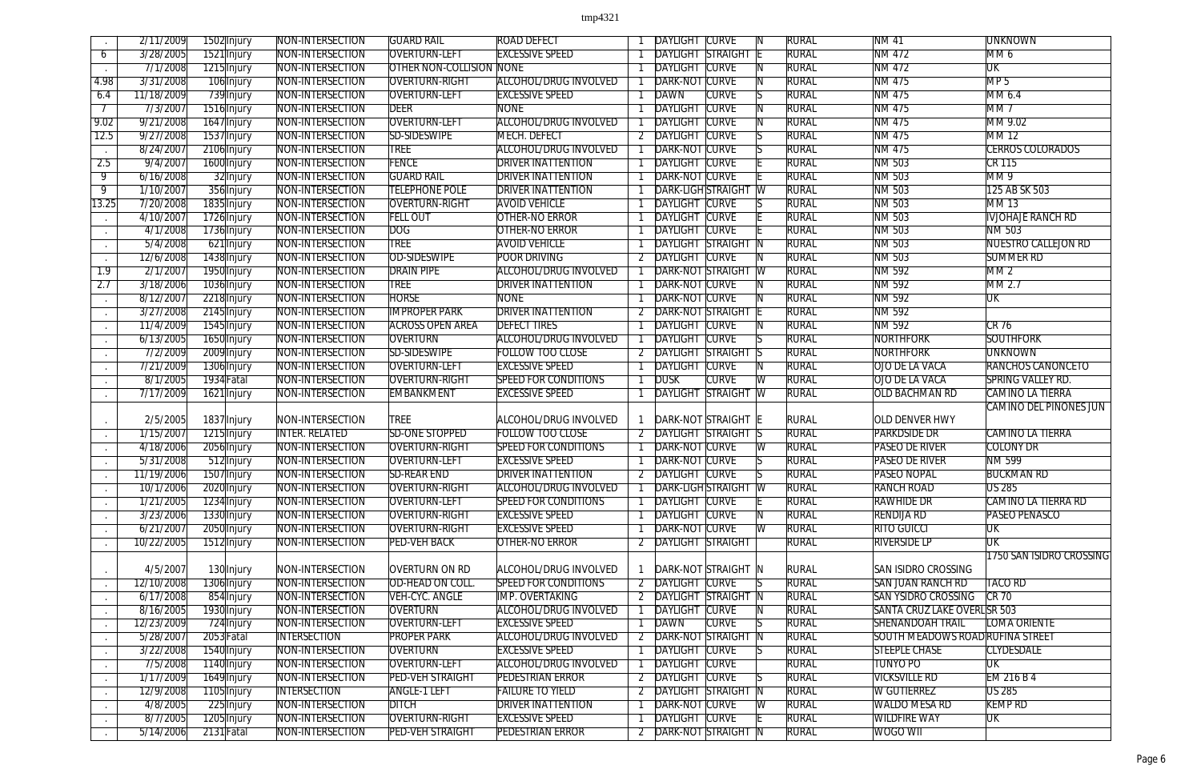| . | 2/11/2009 | 1502 | Injury | NON-INTERSECTION | GUARD RAIL | ROAD DEFECT | 1 | DAYLIGHT | CURVE | N | RURAL | NM 41 | UNKNOWN |
|---|---|---|---|---|---|---|---|---|---|---|---|---|---|
| 6 | 3/28/2005 | 1521 | Injury | NON-INTERSECTION | OVERTURN-LEFT | EXCESSIVE SPEED | 1 | DAYLIGHT | STRAIGHT | E | RURAL | NM 472 | MM 6 |
| . | 7/1/2008 | 1215 | Injury | NON-INTERSECTION | OTHER NON-COLLISION | NONE | 1 | DAYLIGHT | CURVE | N | RURAL | NM 472 | UK |
| 4.98 | 3/31/2008 | 106 | Injury | NON-INTERSECTION | OVERTURN-RIGHT | ALCOHOL/DRUG INVOLVED | 1 | DARK-NOT | CURVE | N | RURAL | NM 475 | MP 5 |
| 6.4 | 11/18/2009 | 739 | Injury | NON-INTERSECTION | OVERTURN-LEFT | EXCESSIVE SPEED | 1 | DAWN | CURVE | S | RURAL | NM 475 | MM 6.4 |
| 7 | 7/3/2007 | 1516 | Injury | NON-INTERSECTION | DEER | NONE | 1 | DAYLIGHT | CURVE | N | RURAL | NM 475 | MM 7 |
| 9.02 | 9/21/2008 | 1647 | Injury | NON-INTERSECTION | OVERTURN-LEFT | ALCOHOL/DRUG INVOLVED | 1 | DAYLIGHT | CURVE | N | RURAL | NM 475 | MM 9.02 |
| 12.5 | 9/27/2008 | 1537 | Injury | NON-INTERSECTION | SD-SIDESWIPE | MECH. DEFECT | 2 | DAYLIGHT | CURVE | S | RURAL | NM 475 | MM 12 |
| . | 8/24/2007 | 2106 | Injury | NON-INTERSECTION | TREE | ALCOHOL/DRUG INVOLVED | 1 | DARK-NOT | CURVE | S | RURAL | NM 475 | CERROS COLORADOS |
| 2.5 | 9/4/2007 | 1600 | Injury | NON-INTERSECTION | FENCE | DRIVER INATTENTION | 1 | DAYLIGHT | CURVE | E | RURAL | NM 503 | CR 115 |
| 9 | 6/16/2008 | 32 | Injury | NON-INTERSECTION | GUARD RAIL | DRIVER INATTENTION | 1 | DARK-NOT | CURVE | E | RURAL | NM 503 | MM 9 |
| 9 | 1/10/2007 | 356 | Injury | NON-INTERSECTION | TELEPHONE POLE | DRIVER INATTENTION | 1 | DARK-LIGH | STRAIGHT | W | RURAL | NM 503 | 125 AB SK 503 |
| 13.25 | 7/20/2008 | 1835 | Injury | NON-INTERSECTION | OVERTURN-RIGHT | AVOID VEHICLE | 1 | DAYLIGHT | CURVE | S | RURAL | NM 503 | MM 13 |
| . | 4/10/2007 | 1726 | Injury | NON-INTERSECTION | FELL OUT | OTHER-NO ERROR | 1 | DAYLIGHT | CURVE | E | RURAL | NM 503 | IVJOHAJE RANCH RD |
| . | 4/1/2008 | 1736 | Injury | NON-INTERSECTION | DOG | OTHER-NO ERROR | 1 | DAYLIGHT | CURVE | E | RURAL | NM 503 | NM 503 |
| . | 5/4/2008 | 621 | Injury | NON-INTERSECTION | TREE | AVOID VEHICLE | 1 | DAYLIGHT | STRAIGHT | N | RURAL | NM 503 | NUESTRO CALLEJON RD |
| . | 12/6/2008 | 1438 | Injury | NON-INTERSECTION | OD-SIDESWIPE | POOR DRIVING | 2 | DAYLIGHT | CURVE | N | RURAL | NM 503 | SUMMER RD |
| 1.9 | 2/1/2007 | 1950 | Injury | NON-INTERSECTION | DRAIN PIPE | ALCOHOL/DRUG INVOLVED | 1 | DARK-NOT | STRAIGHT | W | RURAL | NM 592 | MM 2 |
| 2.7 | 3/18/2006 | 1036 | Injury | NON-INTERSECTION | TREE | DRIVER INATTENTION | 1 | DARK-NOT | CURVE | N | RURAL | NM 592 | MM 2.7 |
| . | 8/12/2007 | 2218 | Injury | NON-INTERSECTION | HORSE | NONE | 1 | DARK-NOT | CURVE | N | RURAL | NM 592 | UK |
| . | 3/27/2008 | 2145 | Injury | NON-INTERSECTION | IMPROPER PARK | DRIVER INATTENTION | 2 | DARK-NOT | STRAIGHT | E | RURAL | NM 592 | |
| . | 11/4/2009 | 1545 | Injury | NON-INTERSECTION | ACROSS OPEN AREA | DEFECT TIRES | 1 | DAYLIGHT | CURVE | N | RURAL | NM 592 | CR 76 |
| . | 6/13/2005 | 1650 | Injury | NON-INTERSECTION | OVERTURN | ALCOHOL/DRUG INVOLVED | 1 | DAYLIGHT | CURVE | S | RURAL | NORTHFORK | SOUTHFORK |
| . | 7/2/2009 | 2009 | Injury | NON-INTERSECTION | SD-SIDESWIPE | FOLLOW TOO CLOSE | 2 | DAYLIGHT | STRAIGHT | S | RURAL | NORTHFORK | UNKNOWN |
| . | 7/21/2009 | 1306 | Injury | NON-INTERSECTION | OVERTURN-LEFT | EXCESSIVE SPEED | 1 | DAYLIGHT | CURVE | N | RURAL | OJO DE LA VACA | RANCHOS CANONCETO |
| . | 8/1/2005 | 1934 | Fatal | NON-INTERSECTION | OVERTURN-RIGHT | SPEED FOR CONDITIONS | 1 | DUSK | CURVE | W | RURAL | OJO DE LA VACA | SPRING VALLEY RD. |
| . | 7/17/2009 | 1621 | Injury | NON-INTERSECTION | EMBANKMENT | EXCESSIVE SPEED | 1 | DAYLIGHT | STRAIGHT | W | RURAL | OLD BACHMAN RD | CAMINO LA TIERRA |
| . | 2/5/2005 | 1837 | Injury | NON-INTERSECTION | TREE | ALCOHOL/DRUG INVOLVED | 1 | DARK-NOT | STRAIGHT | E | RURAL | OLD DENVER HWY | CAMINO DEL PINONES JUN |
| . | 1/15/2007 | 1215 | Injury | INTER. RELATED | SD-ONE STOPPED | FOLLOW TOO CLOSE | 2 | DAYLIGHT | STRAIGHT | S | RURAL | PARKDSIDE DR | CAMINO LA TIERRA |
| . | 4/18/2006 | 2056 | Injury | NON-INTERSECTION | OVERTURN-RIGHT | SPEED FOR CONDITIONS | 1 | DARK-NOT | CURVE | W | RURAL | PASEO DE RIVER | COLONY DR |
| . | 5/31/2008 | 512 | Injury | NON-INTERSECTION | OVERTURN-LEFT | EXCESSIVE SPEED | 1 | DARK-NOT | CURVE | S | RURAL | PASEO DE RIVER | NM 599 |
| . | 11/19/2006 | 1507 | Injury | NON-INTERSECTION | SD-REAR END | DRIVER INATTENTION | 2 | DAYLIGHT | CURVE | S | RURAL | PASEO NOPAL | BUCKMAN RD |
| . | 10/1/2006 | 2020 | Injury | NON-INTERSECTION | OVERTURN-RIGHT | ALCOHOL/DRUG INVOLVED | 1 | DARK-LIGH | STRAIGHT | W | RURAL | RANCH ROAD | US 285 |
| . | 1/21/2005 | 1234 | Injury | NON-INTERSECTION | OVERTURN-LEFT | SPEED FOR CONDITIONS | 1 | DAYLIGHT | CURVE | E | RURAL | RAWHIDE DR | CAMINO LA TIERRA RD |
| . | 3/23/2006 | 1330 | Injury | NON-INTERSECTION | OVERTURN-RIGHT | EXCESSIVE SPEED | 1 | DAYLIGHT | CURVE | N | RURAL | RENDIJA RD | PASEO PENASCO |
| . | 6/21/2007 | 2050 | Injury | NON-INTERSECTION | OVERTURN-RIGHT | EXCESSIVE SPEED | 1 | DARK-NOT | CURVE | W | RURAL | RITO GUICCI | UK |
| . | 10/22/2005 | 1512 | Injury | NON-INTERSECTION | PED-VEH BACK | OTHER-NO ERROR | 2 | DAYLIGHT | STRAIGHT | | RURAL | RIVERSIDE LP | UK |
| . | 4/5/2007 | 130 | Injury | NON-INTERSECTION | OVERTURN ON RD | ALCOHOL/DRUG INVOLVED | 1 | DARK-NOT | STRAIGHT | N | RURAL | SAN ISIDRO CROSSING | 1750 SAN ISIDRO CROSSING |
| . | 12/10/2008 | 1306 | Injury | NON-INTERSECTION | OD-HEAD ON COLL. | SPEED FOR CONDITIONS | 2 | DAYLIGHT | CURVE | S | RURAL | SAN JUAN RANCH RD | TACO RD |
| . | 6/17/2008 | 854 | Injury | NON-INTERSECTION | VEH-CYC. ANGLE | IMP. OVERTAKING | 2 | DAYLIGHT | STRAIGHT | N | RURAL | SAN YSIDRO CROSSING | CR 70 |
| . | 8/16/2005 | 1930 | Injury | NON-INTERSECTION | OVERTURN | ALCOHOL/DRUG INVOLVED | 1 | DAYLIGHT | CURVE | N | RURAL | SANTA CRUZ LAKE OVERL | SR 503 |
| . | 12/23/2009 | 724 | Injury | NON-INTERSECTION | OVERTURN-LEFT | EXCESSIVE SPEED | 1 | DAWN | CURVE | S | RURAL | SHENANDOAH TRAIL | LOMA ORIENTE |
| . | 5/28/2007 | 2053 | Fatal | INTERSECTION | PROPER PARK | ALCOHOL/DRUG INVOLVED | 2 | DARK-NOT | STRAIGHT | N | RURAL | SOUTH MEADOWS ROAD | RUFINA STREET |
| . | 3/22/2008 | 1540 | Injury | NON-INTERSECTION | OVERTURN | EXCESSIVE SPEED | 1 | DAYLIGHT | CURVE | S | RURAL | STEEPLE CHASE | CLYDESDALE |
| . | 7/5/2008 | 1140 | Injury | NON-INTERSECTION | OVERTURN-LEFT | ALCOHOL/DRUG INVOLVED | 1 | DAYLIGHT | CURVE | | RURAL | TUNYO PO | UK |
| . | 1/17/2009 | 1649 | Injury | NON-INTERSECTION | PED-VEH STRAIGHT | PEDESTRIAN ERROR | 2 | DAYLIGHT | CURVE | S | RURAL | VICKSVILLE RD | EM 216 B 4 |
| . | 12/9/2008 | 1105 | Injury | INTERSECTION | ANGLE-1 LEFT | FAILURE TO YIELD | 2 | DAYLIGHT | STRAIGHT | N | RURAL | W GUTIERREZ | US 285 |
| . | 4/8/2005 | 225 | Injury | NON-INTERSECTION | DITCH | DRIVER INATTENTION | 1 | DARK-NOT | CURVE | W | RURAL | WALDO MESA RD | KEMP RD |
| . | 8/7/2005 | 1205 | Injury | NON-INTERSECTION | OVERTURN-RIGHT | EXCESSIVE SPEED | 1 | DAYLIGHT | CURVE | E | RURAL | WILDFIRE WAY | UK |
| . | 5/14/2006 | 2131 | Fatal | NON-INTERSECTION | PED-VEH STRAIGHT | PEDESTRIAN ERROR | 2 | DARK-NOT | STRAIGHT | N | RURAL | WOGO WII | |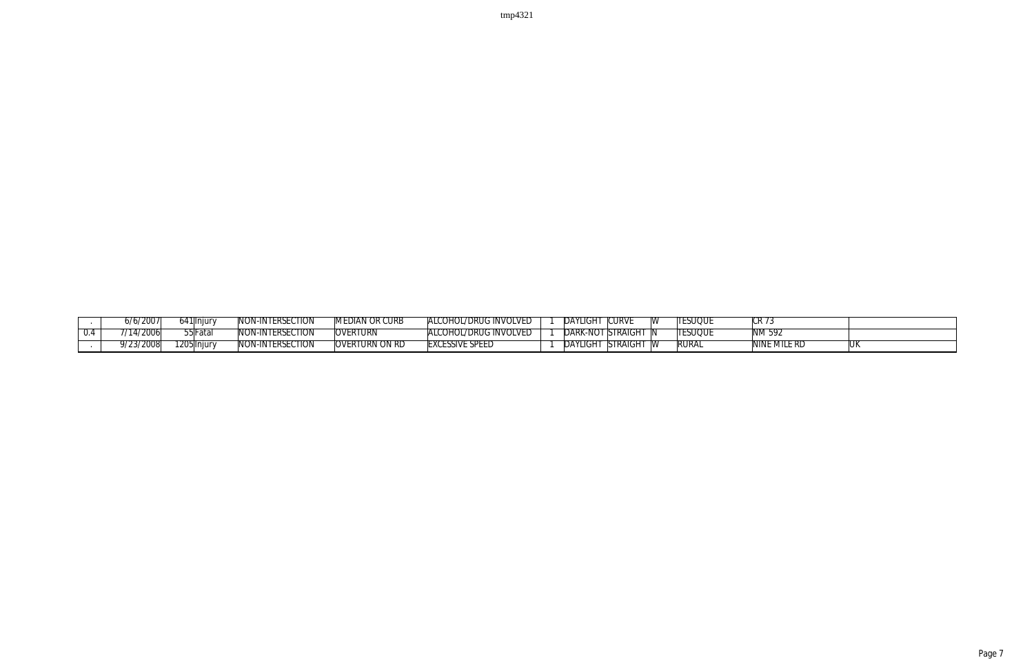| | | | | | | | | | | | | | |
|---|---|---|---|---|---|---|---|---|---|---|---|---|---|
| . | 6/6/2007 | 641 | Injury | NON-INTERSECTION | MEDIAN OR CURB | ALCOHOL/DRUG INVOLVED | 1 | DAYLIGHT | CURVE | W | TESUQUE | CR 73 | |
| 0.4 | 7/14/2006 | 55 | Fatal | NON-INTERSECTION | OVERTURN | ALCOHOL/DRUG INVOLVED | 1 | DARK-NOT | STRAIGHT | N | TESUQUE | NM 592 | |
| . | 9/23/2008 | 1205 | Injury | NON-INTERSECTION | OVERTURN ON RD | EXCESSIVE SPEED | 1 | DAYLIGHT | STRAIGHT | W | RURAL | NINE MILE RD | UK |